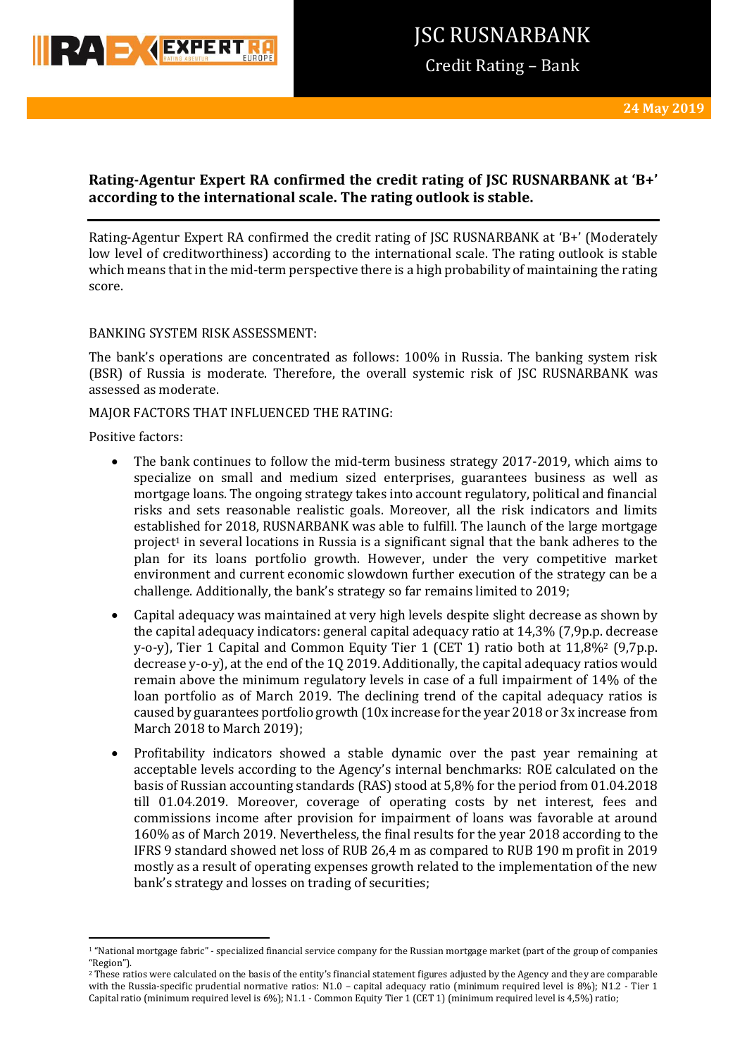# JSC RUSNARBANK

## Credit Rating – Bank

24 May 2019

**Rating-Agentur Expert RA confirmed the credit rating of JSC RUSNARBANK at 'B+' according to the international scale. The rating outlook is stable.**

Rating-Agentur Expert RA confirmed the credit rating of JSC RUSNARBANK at 'B+' (Moderately low level of creditworthiness) according to the international scale. The rating outlook is stable which means that in the mid-term perspective there is a high probability of maintaining the rating score.

BANKING SYSTEM RISK ASSESSMENT:

The bank's operations are concentrated as follows: 100% in Russia. The banking system risk (BSR) of Russia is moderate. Therefore, the overall systemic risk of JSC RUSNARBANK was assessed as moderate.

MAJOR FACTORS THAT INFLUENCED THE RATING:

Positive factors:

- The bank continues to follow the mid-term business strategy 2017-2019, which aims to specialize on small and medium sized enterprises, guarantees business as well as mortgage loans. The ongoing strategy takes into account regulatory, political and financial risks and sets reasonable realistic goals. Moreover, all the risk indicators and limits established for 2018, RUSNARBANK was able to fulfill. The launch of the large mortgage project[1] in several locations in Russia is a significant signal that the bank adheres to the plan for its loans portfolio growth. However, under the very competitive market environment and current economic slowdown further execution of the strategy can be a challenge. Additionally, the bank's strategy so far remains limited to 2019;
- Capital adequacy was maintained at very high levels despite slight decrease as shown by the capital adequacy indicators: general capital adequacy ratio at 14,3% (7,9p.p. decrease y-o-y), Tier 1 Capital and Common Equity Tier 1 (CET 1) ratio both at 11,8%[2] (9,7p.p. decrease y-o-y), at the end of the 1Q 2019. Additionally, the capital adequacy ratios would remain above the minimum regulatory levels in case of a full impairment of 14% of the loan portfolio as of March 2019. The declining trend of the capital adequacy ratios is caused by guarantees portfolio growth (10x increase for the year 2018 or 3x increase from March 2018 to March 2019);
- Profitability indicators showed a stable dynamic over the past year remaining at acceptable levels according to the Agency's internal benchmarks: ROE calculated on the basis of Russian accounting standards (RAS) stood at 5,8% for the period from 01.04.2018 till 01.04.2019. Moreover, coverage of operating costs by net interest, fees and commissions income after provision for impairment of loans was favorable at around 160% as of March 2019. Nevertheless, the final results for the year 2018 according to the IFRS 9 standard showed net loss of RUB 26,4 m as compared to RUB 190 m profit in 2019 mostly as a result of operating expenses growth related to the implementation of the new bank's strategy and losses on trading of securities;

---

[1] "National mortgage fabric" - specialized financial service company for the Russian mortgage market (part of the group of companies "Region").

[2] These ratios were calculated on the basis of the entity's financial statement figures adjusted by the Agency and they are comparable with the Russia-specific prudential normative ratios: N1.0 – capital adequacy ratio (minimum required level is 8%); N1.2 - Tier 1 Capital ratio (minimum required level is 6%); N1.1 - Common Equity Tier 1 (CET 1) (minimum required level is 4,5%) ratio;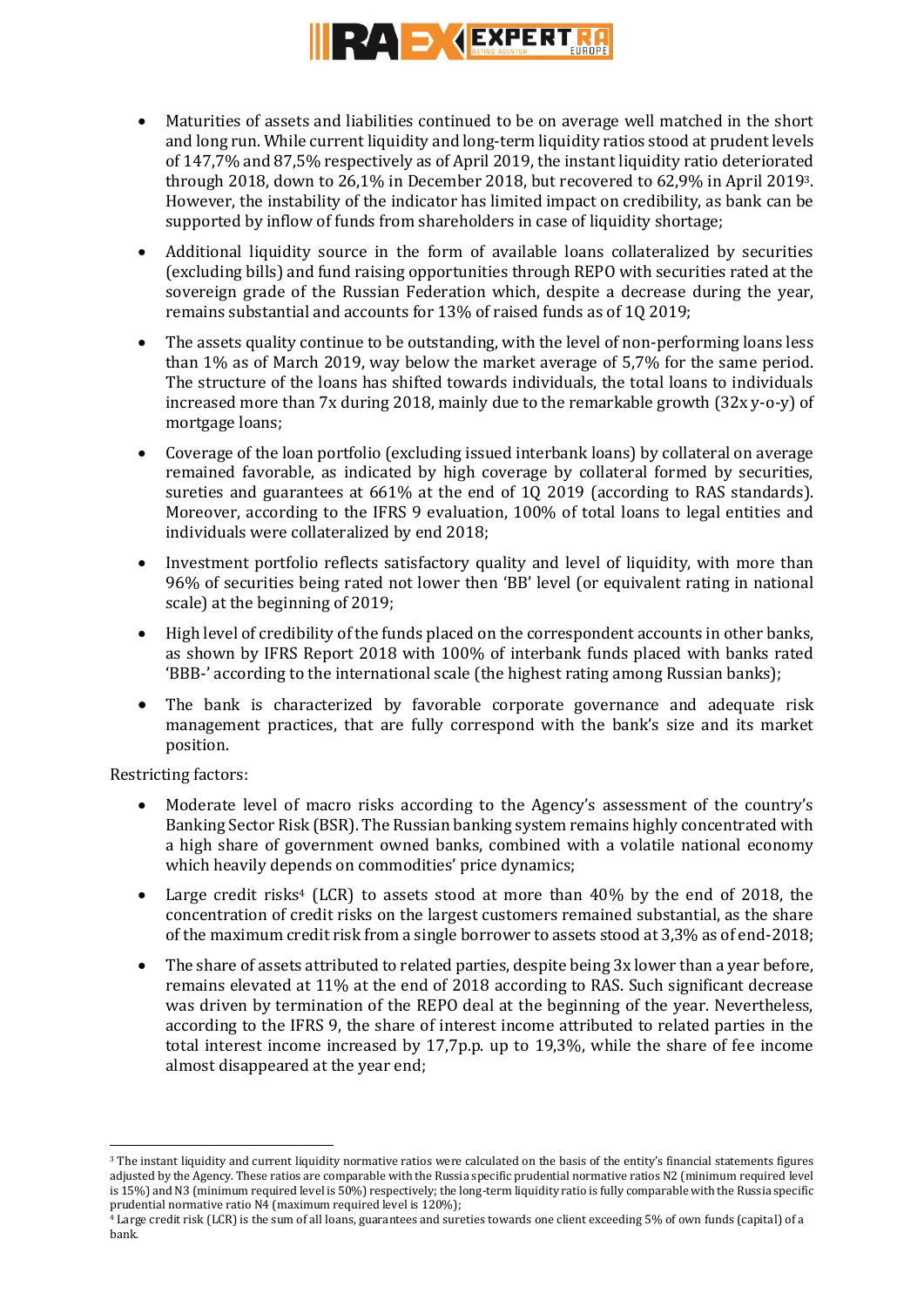- Maturities of assets and liabilities continued to be on average well matched in the short and long run. While current liquidity and long-term liquidity ratios stood at prudent levels of 147,7% and 87,5% respectively as of April 2019, the instant liquidity ratio deteriorated through 2018, down to 26,1% in December 2018, but recovered to 62,9% in April 2019[3]. However, the instability of the indicator has limited impact on credibility, as bank can be supported by inflow of funds from shareholders in case of liquidity shortage;
- Additional liquidity source in the form of available loans collateralized by securities (excluding bills) and fund raising opportunities through REPO with securities rated at the sovereign grade of the Russian Federation which, despite a decrease during the year, remains substantial and accounts for 13% of raised funds as of 1Q 2019;
- The assets quality continue to be outstanding, with the level of non-performing loans less than 1% as of March 2019, way below the market average of 5,7% for the same period. The structure of the loans has shifted towards individuals, the total loans to individuals increased more than 7x during 2018, mainly due to the remarkable growth (32x y-o-y) of mortgage loans;
- Coverage of the loan portfolio (excluding issued interbank loans) by collateral on average remained favorable, as indicated by high coverage by collateral formed by securities, sureties and guarantees at 661% at the end of 1Q 2019 (according to RAS standards). Moreover, according to the IFRS 9 evaluation, 100% of total loans to legal entities and individuals were collateralized by end 2018;
- Investment portfolio reflects satisfactory quality and level of liquidity, with more than 96% of securities being rated not lower then 'BB' level (or equivalent rating in national scale) at the beginning of 2019;
- High level of credibility of the funds placed on the correspondent accounts in other banks, as shown by IFRS Report 2018 with 100% of interbank funds placed with banks rated 'BBB-' according to the international scale (the highest rating among Russian banks);
- The bank is characterized by favorable corporate governance and adequate risk management practices, that are fully correspond with the bank's size and its market position.

Restricting factors:

- Moderate level of macro risks according to the Agency's assessment of the country's Banking Sector Risk (BSR). The Russian banking system remains highly concentrated with a high share of government owned banks, combined with a volatile national economy which heavily depends on commodities' price dynamics;
- Large credit risks[4] (LCR) to assets stood at more than 40% by the end of 2018, the concentration of credit risks on the largest customers remained substantial, as the share of the maximum credit risk from a single borrower to assets stood at 3,3% as of end-2018;
- The share of assets attributed to related parties, despite being 3x lower than a year before, remains elevated at 11% at the end of 2018 according to RAS. Such significant decrease was driven by termination of the REPO deal at the beginning of the year. Nevertheless, according to the IFRS 9, the share of interest income attributed to related parties in the total interest income increased by 17,7p.p. up to 19,3%, while the share of fee income almost disappeared at the year end;

---

[3] The instant liquidity and current liquidity normative ratios were calculated on the basis of the entity's financial statements figures adjusted by the Agency. These ratios are comparable with the Russia specific prudential normative ratios N2 (minimum required level is 15%) and N3 (minimum required level is 50%) respectively; the long-term liquidity ratio is fully comparable with the Russia specific prudential normative ratio N4 (maximum required level is 120%);

[4] Large credit risk (LCR) is the sum of all loans, guarantees and sureties towards one client exceeding 5% of own funds (capital) of a bank.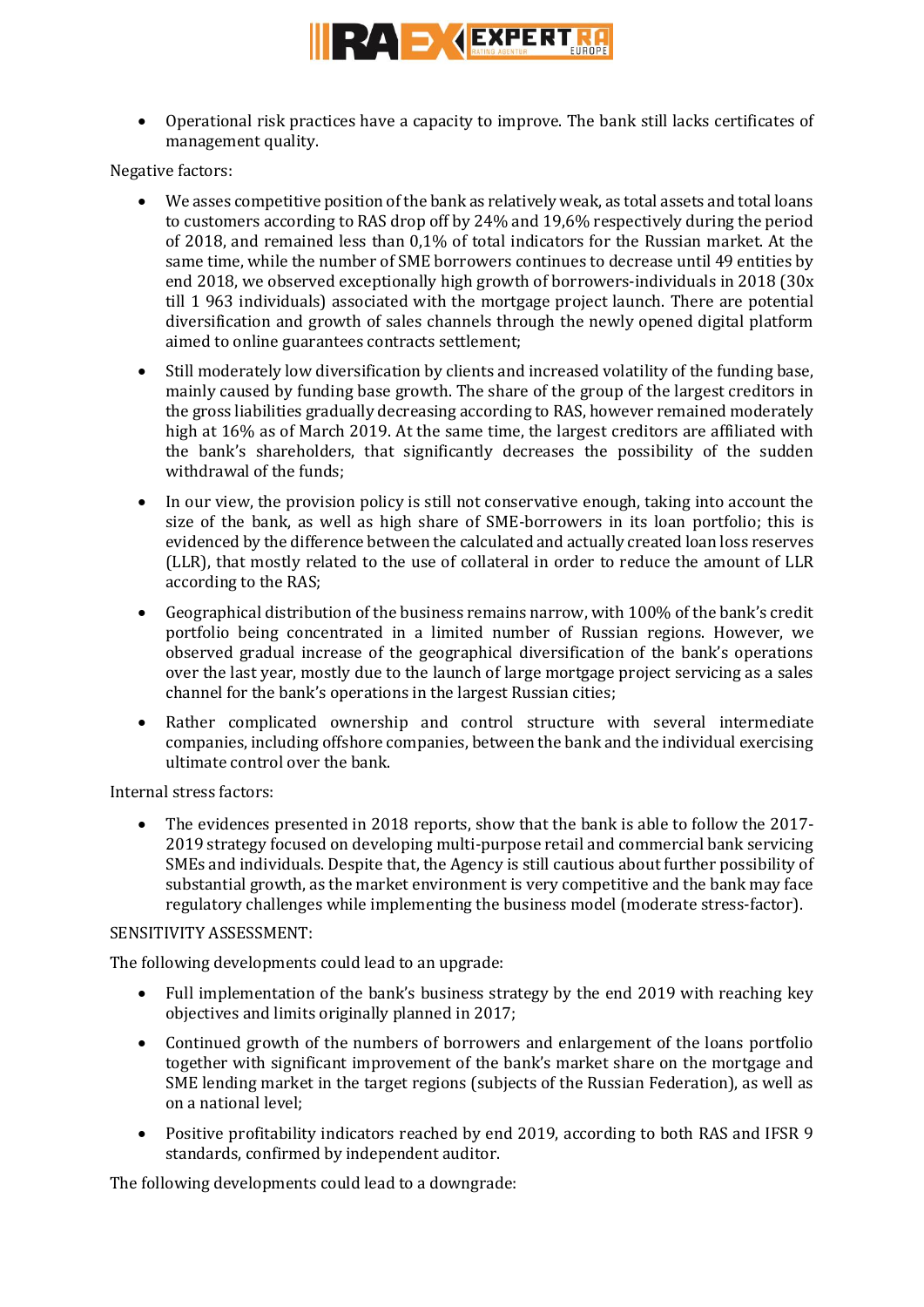- Operational risk practices have a capacity to improve. The bank still lacks certificates of management quality.

Negative factors:

- We asses competitive position of the bank as relatively weak, as total assets and total loans to customers according to RAS drop off by 24% and 19,6% respectively during the period of 2018, and remained less than 0,1% of total indicators for the Russian market. At the same time, while the number of SME borrowers continues to decrease until 49 entities by end 2018, we observed exceptionally high growth of borrowers-individuals in 2018 (30x till 1 963 individuals) associated with the mortgage project launch. There are potential diversification and growth of sales channels through the newly opened digital platform aimed to online guarantees contracts settlement;
- Still moderately low diversification by clients and increased volatility of the funding base, mainly caused by funding base growth. The share of the group of the largest creditors in the gross liabilities gradually decreasing according to RAS, however remained moderately high at 16% as of March 2019. At the same time, the largest creditors are affiliated with the bank's shareholders, that significantly decreases the possibility of the sudden withdrawal of the funds;
- In our view, the provision policy is still not conservative enough, taking into account the size of the bank, as well as high share of SME-borrowers in its loan portfolio; this is evidenced by the difference between the calculated and actually created loan loss reserves (LLR), that mostly related to the use of collateral in order to reduce the amount of LLR according to the RAS;
- Geographical distribution of the business remains narrow, with 100% of the bank's credit portfolio being concentrated in a limited number of Russian regions. However, we observed gradual increase of the geographical diversification of the bank's operations over the last year, mostly due to the launch of large mortgage project servicing as a sales channel for the bank's operations in the largest Russian cities;
- Rather complicated ownership and control structure with several intermediate companies, including offshore companies, between the bank and the individual exercising ultimate control over the bank.

Internal stress factors:

- The evidences presented in 2018 reports, show that the bank is able to follow the 2017-2019 strategy focused on developing multi-purpose retail and commercial bank servicing SMEs and individuals. Despite that, the Agency is still cautious about further possibility of substantial growth, as the market environment is very competitive and the bank may face regulatory challenges while implementing the business model (moderate stress-factor).

SENSITIVITY ASSESSMENT:

The following developments could lead to an upgrade:

- Full implementation of the bank's business strategy by the end 2019 with reaching key objectives and limits originally planned in 2017;
- Continued growth of the numbers of borrowers and enlargement of the loans portfolio together with significant improvement of the bank's market share on the mortgage and SME lending market in the target regions (subjects of the Russian Federation), as well as on a national level;
- Positive profitability indicators reached by end 2019, according to both RAS and IFSR 9 standards, confirmed by independent auditor.

The following developments could lead to a downgrade: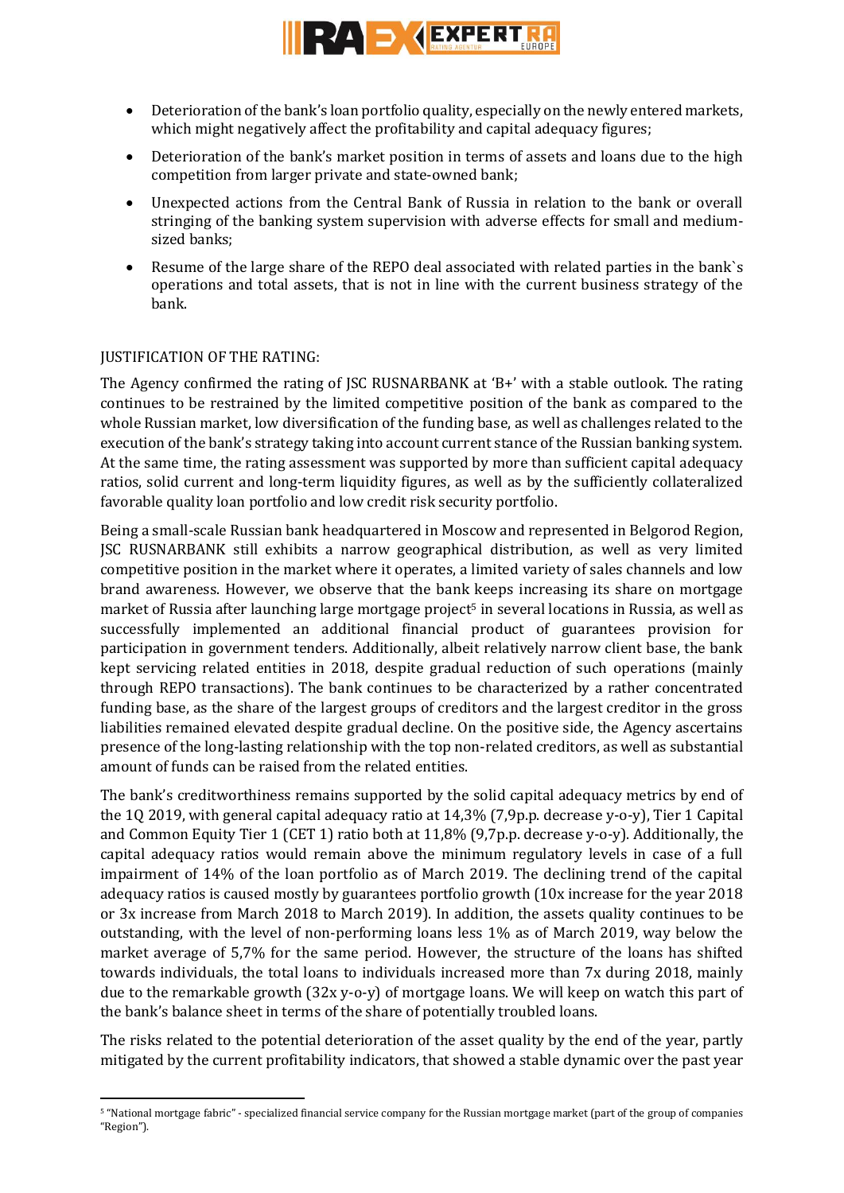- Deterioration of the bank's loan portfolio quality, especially on the newly entered markets, which might negatively affect the profitability and capital adequacy figures;
- Deterioration of the bank's market position in terms of assets and loans due to the high competition from larger private and state-owned bank;
- Unexpected actions from the Central Bank of Russia in relation to the bank or overall stringing of the banking system supervision with adverse effects for small and medium-sized banks;
- Resume of the large share of the REPO deal associated with related parties in the bank`s operations and total assets, that is not in line with the current business strategy of the bank.

JUSTIFICATION OF THE RATING:

The Agency confirmed the rating of JSC RUSNARBANK at 'B+' with a stable outlook. The rating continues to be restrained by the limited competitive position of the bank as compared to the whole Russian market, low diversification of the funding base, as well as challenges related to the execution of the bank's strategy taking into account current stance of the Russian banking system. At the same time, the rating assessment was supported by more than sufficient capital adequacy ratios, solid current and long-term liquidity figures, as well as by the sufficiently collateralized favorable quality loan portfolio and low credit risk security portfolio.

Being a small-scale Russian bank headquartered in Moscow and represented in Belgorod Region, JSC RUSNARBANK still exhibits a narrow geographical distribution, as well as very limited competitive position in the market where it operates, a limited variety of sales channels and low brand awareness. However, we observe that the bank keeps increasing its share on mortgage market of Russia after launching large mortgage project[5] in several locations in Russia, as well as successfully implemented an additional financial product of guarantees provision for participation in government tenders. Additionally, albeit relatively narrow client base, the bank kept servicing related entities in 2018, despite gradual reduction of such operations (mainly through REPO transactions). The bank continues to be characterized by a rather concentrated funding base, as the share of the largest groups of creditors and the largest creditor in the gross liabilities remained elevated despite gradual decline. On the positive side, the Agency ascertains presence of the long-lasting relationship with the top non-related creditors, as well as substantial amount of funds can be raised from the related entities.

The bank's creditworthiness remains supported by the solid capital adequacy metrics by end of the 1Q 2019, with general capital adequacy ratio at 14,3% (7,9p.p. decrease y-o-y), Tier 1 Capital and Common Equity Tier 1 (CET 1) ratio both at 11,8% (9,7p.p. decrease y-o-y). Additionally, the capital adequacy ratios would remain above the minimum regulatory levels in case of a full impairment of 14% of the loan portfolio as of March 2019. The declining trend of the capital adequacy ratios is caused mostly by guarantees portfolio growth (10x increase for the year 2018 or 3x increase from March 2018 to March 2019). In addition, the assets quality continues to be outstanding, with the level of non-performing loans less 1% as of March 2019, way below the market average of 5,7% for the same period. However, the structure of the loans has shifted towards individuals, the total loans to individuals increased more than 7x during 2018, mainly due to the remarkable growth (32x y-o-y) of mortgage loans. We will keep on watch this part of the bank's balance sheet in terms of the share of potentially troubled loans.

The risks related to the potential deterioration of the asset quality by the end of the year, partly mitigated by the current profitability indicators, that showed a stable dynamic over the past year

[5] "National mortgage fabric" - specialized financial service company for the Russian mortgage market (part of the group of companies "Region").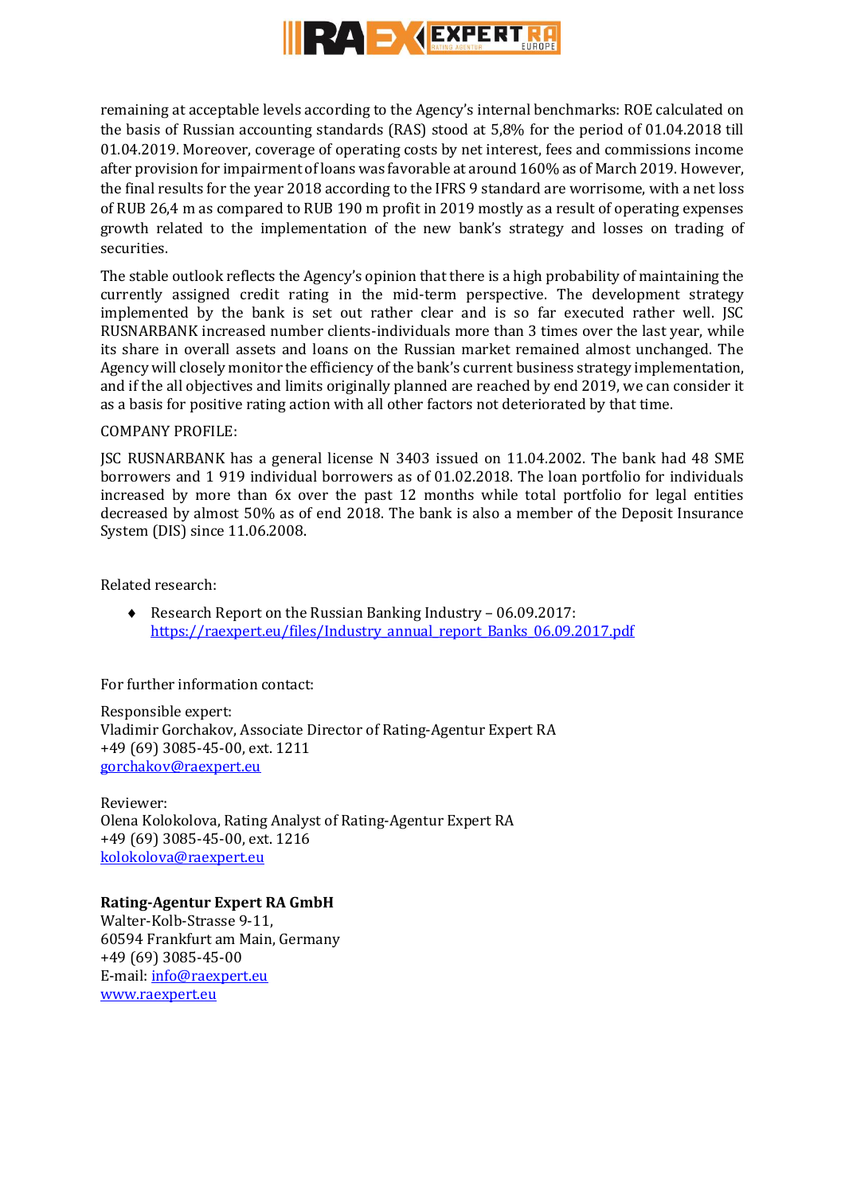remaining at acceptable levels according to the Agency's internal benchmarks: ROE calculated on the basis of Russian accounting standards (RAS) stood at 5,8% for the period of 01.04.2018 till 01.04.2019. Moreover, coverage of operating costs by net interest, fees and commissions income after provision for impairment of loans was favorable at around 160% as of March 2019. However, the final results for the year 2018 according to the IFRS 9 standard are worrisome, with a net loss of RUB 26,4 m as compared to RUB 190 m profit in 2019 mostly as a result of operating expenses growth related to the implementation of the new bank's strategy and losses on trading of securities.

The stable outlook reflects the Agency's opinion that there is a high probability of maintaining the currently assigned credit rating in the mid-term perspective. The development strategy implemented by the bank is set out rather clear and is so far executed rather well. JSC RUSNARBANK increased number clients-individuals more than 3 times over the last year, while its share in overall assets and loans on the Russian market remained almost unchanged. The Agency will closely monitor the efficiency of the bank's current business strategy implementation, and if the all objectives and limits originally planned are reached by end 2019, we can consider it as a basis for positive rating action with all other factors not deteriorated by that time.

COMPANY PROFILE:

JSC RUSNARBANK has a general license N 3403 issued on 11.04.2002. The bank had 48 SME borrowers and 1 919 individual borrowers as of 01.02.2018. The loan portfolio for individuals increased by more than 6x over the past 12 months while total portfolio for legal entities decreased by almost 50% as of end 2018. The bank is also a member of the Deposit Insurance System (DIS) since 11.06.2008.

Related research:

- Research Report on the Russian Banking Industry – 06.09.2017: https://raexpert.eu/files/Industry_annual_report_Banks_06.09.2017.pdf

For further information contact:

Responsible expert:
Vladimir Gorchakov, Associate Director of Rating-Agentur Expert RA
+49 (69) 3085-45-00, ext. 1211
gorchakov@raexpert.eu

Reviewer:
Olena Kolokolova, Rating Analyst of Rating-Agentur Expert RA
+49 (69) 3085-45-00, ext. 1216
kolokolova@raexpert.eu

**Rating-Agentur Expert RA GmbH**
Walter-Kolb-Strasse 9-11,
60594 Frankfurt am Main, Germany
+49 (69) 3085-45-00
E-mail: info@raexpert.eu
www.raexpert.eu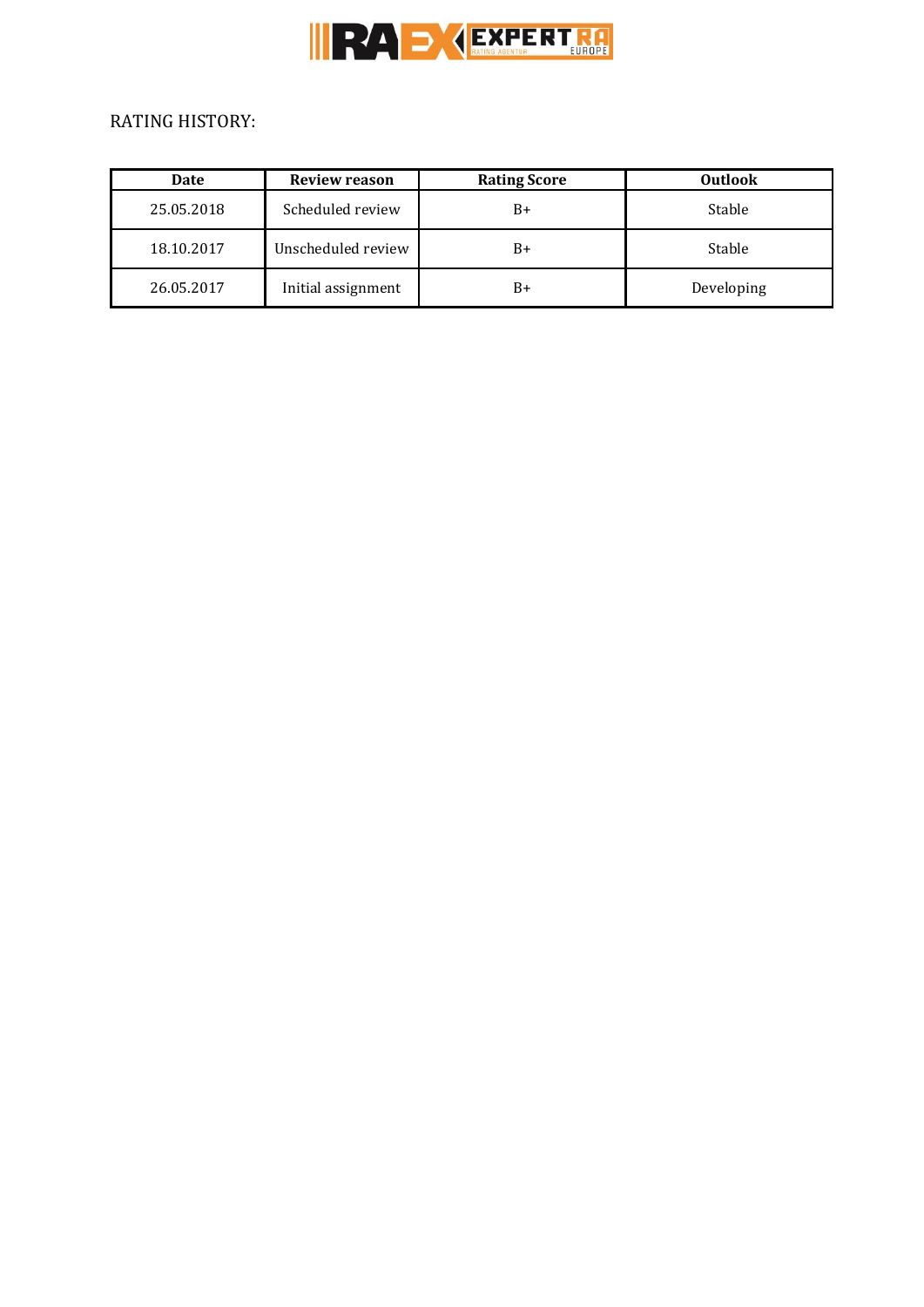RATING HISTORY:

| Date | Review reason | Rating Score | Outlook |
|---|---|---|---|
| 25.05.2018 | Scheduled review | B+ | Stable |
| 18.10.2017 | Unscheduled review | B+ | Stable |
| 26.05.2017 | Initial assignment | B+ | Developing |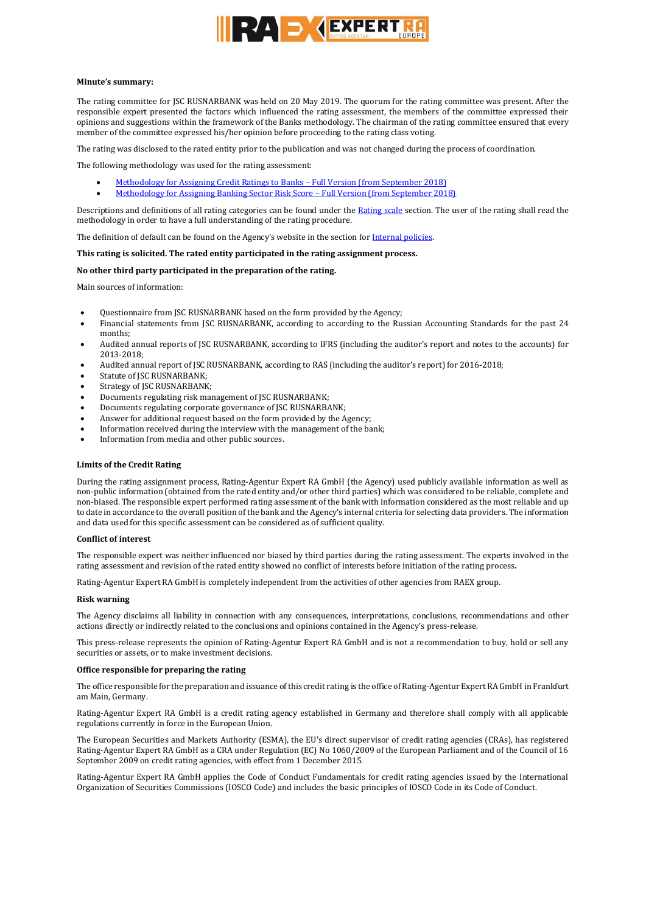**Minute's summary:**

The rating committee for JSC RUSNARBANK was held on 20 May 2019. The quorum for the rating committee was present. After the responsible expert presented the factors which influenced the rating assessment, the members of the committee expressed their opinions and suggestions within the framework of the Banks methodology. The chairman of the rating committee ensured that every member of the committee expressed his/her opinion before proceeding to the rating class voting.

The rating was disclosed to the rated entity prior to the publication and was not changed during the process of coordination.

The following methodology was used for the rating assessment:

- Methodology for Assigning Credit Ratings to Banks – Full Version (from September 2018)
- Methodology for Assigning Banking Sector Risk Score – Full Version (from September 2018)

Descriptions and definitions of all rating categories can be found under the Rating scale section. The user of the rating shall read the methodology in order to have a full understanding of the rating procedure.

The definition of default can be found on the Agency's website in the section for Internal policies.

**This rating is solicited. The rated entity participated in the rating assignment process.**

**No other third party participated in the preparation of the rating.**

Main sources of information:

- Questionnaire from JSC RUSNARBANK based on the form provided by the Agency;
- Financial statements from JSC RUSNARBANK, according to according to the Russian Accounting Standards for the past 24 months;
- Audited annual reports of JSC RUSNARBANK, according to IFRS (including the auditor's report and notes to the accounts) for 2013-2018;
- Audited annual report of JSC RUSNARBANK, according to RAS (including the auditor's report) for 2016-2018;
- Statute of JSC RUSNARBANK;
- Strategy of JSC RUSNARBANK;
- Documents regulating risk management of JSC RUSNARBANK;
- Documents regulating corporate governance of JSC RUSNARBANK;
- Answer for additional request based on the form provided by the Agency;
- Information received during the interview with the management of the bank;
- Information from media and other public sources.

**Limits of the Credit Rating**

During the rating assignment process, Rating-Agentur Expert RA GmbH (the Agency) used publicly available information as well as non-public information (obtained from the rated entity and/or other third parties) which was considered to be reliable, complete and non-biased. The responsible expert performed rating assessment of the bank with information considered as the most reliable and up to date in accordance to the overall position of the bank and the Agency's internal criteria for selecting data providers. The information and data used for this specific assessment can be considered as of sufficient quality.

**Conflict of interest**

The responsible expert was neither influenced nor biased by third parties during the rating assessment. The experts involved in the rating assessment and revision of the rated entity showed no conflict of interests before initiation of the rating process.

Rating-Agentur Expert RA GmbH is completely independent from the activities of other agencies from RAEX group.

**Risk warning**

The Agency disclaims all liability in connection with any consequences, interpretations, conclusions, recommendations and other actions directly or indirectly related to the conclusions and opinions contained in the Agency's press-release.

This press-release represents the opinion of Rating-Agentur Expert RA GmbH and is not a recommendation to buy, hold or sell any securities or assets, or to make investment decisions.

**Office responsible for preparing the rating**

The office responsible for the preparation and issuance of this credit rating is the office of Rating-Agentur Expert RA GmbH in Frankfurt am Main, Germany.

Rating-Agentur Expert RA GmbH is a credit rating agency established in Germany and therefore shall comply with all applicable regulations currently in force in the European Union.

The European Securities and Markets Authority (ESMA), the EU's direct supervisor of credit rating agencies (CRAs), has registered Rating-Agentur Expert RA GmbH as a CRA under Regulation (EC) No 1060/2009 of the European Parliament and of the Council of 16 September 2009 on credit rating agencies, with effect from 1 December 2015.

Rating-Agentur Expert RA GmbH applies the Code of Conduct Fundamentals for credit rating agencies issued by the International Organization of Securities Commissions (IOSCO Code) and includes the basic principles of IOSCO Code in its Code of Conduct.